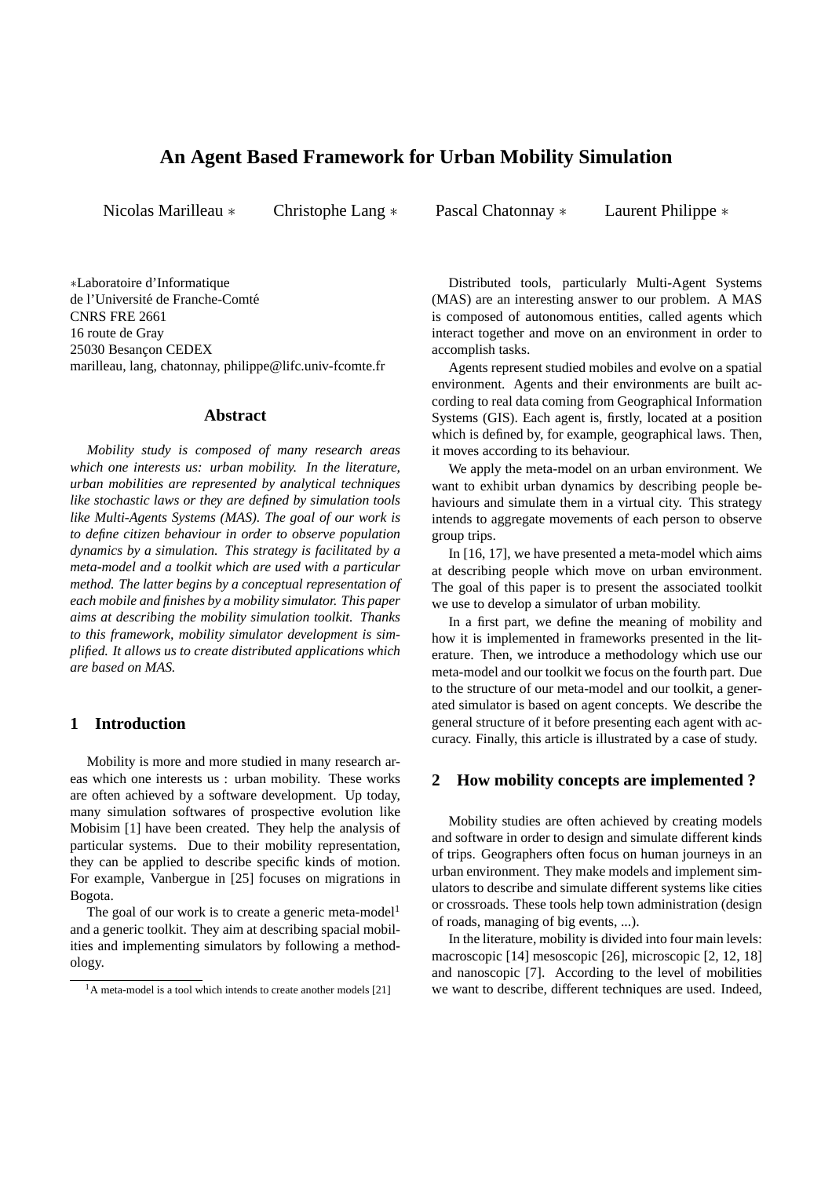# An Agent Based Framework for Urban Mobility Simulation

Nicolas Marilleau ∗ Christophe Lang ∗ Pascal Chatonnay ∗ Laurent Philippe ∗

∗Laboratoire d'Informatique
de l'Université de Franche-Comté
CNRS FRE 2661
16 route de Gray
25030 Besançon CEDEX
marilleau, lang, chatonnay, philippe@lifc.univ-fcomte.fr

## Abstract

*Mobility study is composed of many research areas which one interests us: urban mobility. In the literature, urban mobilities are represented by analytical techniques like stochastic laws or they are defined by simulation tools like Multi-Agents Systems (MAS). The goal of our work is to define citizen behaviour in order to observe population dynamics by a simulation. This strategy is facilitated by a meta-model and a toolkit which are used with a particular method. The latter begins by a conceptual representation of each mobile and finishes by a mobility simulator. This paper aims at describing the mobility simulation toolkit. Thanks to this framework, mobility simulator development is simplified. It allows us to create distributed applications which are based on MAS.*

## 1 Introduction

Mobility is more and more studied in many research areas which one interests us : urban mobility. These works are often achieved by a software development. Up today, many simulation softwares of prospective evolution like Mobisim [1] have been created. They help the analysis of particular systems. Due to their mobility representation, they can be applied to describe specific kinds of motion. For example, Vanbergue in [25] focuses on migrations in Bogota.

The goal of our work is to create a generic meta-model[1] and a generic toolkit. They aim at describing spacial mobilities and implementing simulators by following a methodology.

[1] A meta-model is a tool which intends to create another models [21]

Distributed tools, particularly Multi-Agent Systems (MAS) are an interesting answer to our problem. A MAS is composed of autonomous entities, called agents which interact together and move on an environment in order to accomplish tasks.

Agents represent studied mobiles and evolve on a spatial environment. Agents and their environments are built according to real data coming from Geographical Information Systems (GIS). Each agent is, firstly, located at a position which is defined by, for example, geographical laws. Then, it moves according to its behaviour.

We apply the meta-model on an urban environment. We want to exhibit urban dynamics by describing people behaviours and simulate them in a virtual city. This strategy intends to aggregate movements of each person to observe group trips.

In [16, 17], we have presented a meta-model which aims at describing people which move on urban environment. The goal of this paper is to present the associated toolkit we use to develop a simulator of urban mobility.

In a first part, we define the meaning of mobility and how it is implemented in frameworks presented in the literature. Then, we introduce a methodology which use our meta-model and our toolkit we focus on the fourth part. Due to the structure of our meta-model and our toolkit, a generated simulator is based on agent concepts. We describe the general structure of it before presenting each agent with accuracy. Finally, this article is illustrated by a case of study.

## 2 How mobility concepts are implemented ?

Mobility studies are often achieved by creating models and software in order to design and simulate different kinds of trips. Geographers often focus on human journeys in an urban environment. They make models and implement simulators to describe and simulate different systems like cities or crossroads. These tools help town administration (design of roads, managing of big events, ...).

In the literature, mobility is divided into four main levels: macroscopic [14] mesoscopic [26], microscopic [2, 12, 18] and nanoscopic [7]. According to the level of mobilities we want to describe, different techniques are used. Indeed,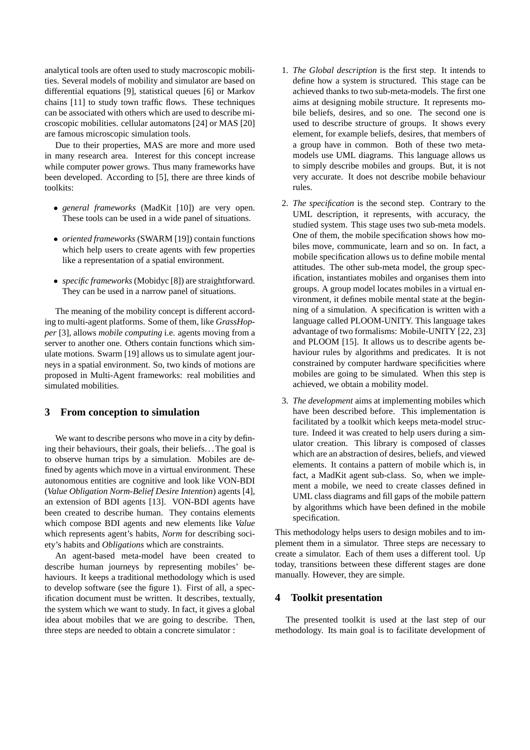analytical tools are often used to study macroscopic mobilities. Several models of mobility and simulator are based on differential equations [9], statistical queues [6] or Markov chains [11] to study town traffic flows. These techniques can be associated with others which are used to describe microscopic mobilities. cellular automatons [24] or MAS [20] are famous microscopic simulation tools.

Due to their properties, MAS are more and more used in many research area. Interest for this concept increase while computer power grows. Thus many frameworks have been developed. According to [5], there are three kinds of toolkits:

- *general frameworks* (MadKit [10]) are very open. These tools can be used in a wide panel of situations.
- *oriented frameworks* (SWARM [19]) contain functions which help users to create agents with few properties like a representation of a spatial environment.
- *specific frameworks* (Mobidyc [8]) are straightforward. They can be used in a narrow panel of situations.

The meaning of the mobility concept is different according to multi-agent platforms. Some of them, like *GrassHopper* [3], allows *mobile computing* i.e. agents moving from a server to another one. Others contain functions which simulate motions. Swarm [19] allows us to simulate agent journeys in a spatial environment. So, two kinds of motions are proposed in Multi-Agent frameworks: real mobilities and simulated mobilities.

## 3 From conception to simulation

We want to describe persons who move in a city by defining their behaviours, their goals, their beliefs. . . The goal is to observe human trips by a simulation. Mobiles are defined by agents which move in a virtual environment. These autonomous entities are cognitive and look like VON-BDI (*Value Obligation Norm-Belief Desire Intention*) agents [4], an extension of BDI agents [13]. VON-BDI agents have been created to describe human. They contains elements which compose BDI agents and new elements like *Value* which represents agent's habits, *Norm* for describing society's habits and *Obligations* which are constraints.

An agent-based meta-model have been created to describe human journeys by representing mobiles' behaviours. It keeps a traditional methodology which is used to develop software (see the figure 1). First of all, a specification document must be written. It describes, textually, the system which we want to study. In fact, it gives a global idea about mobiles that we are going to describe. Then, three steps are needed to obtain a concrete simulator :

1. *The Global description* is the first step. It intends to define how a system is structured. This stage can be achieved thanks to two sub-meta-models. The first one aims at designing mobile structure. It represents mobile beliefs, desires, and so one. The second one is used to describe structure of groups. It shows every element, for example beliefs, desires, that members of a group have in common. Both of these two meta-models use UML diagrams. This language allows us to simply describe mobiles and groups. But, it is not very accurate. It does not describe mobile behaviour rules.
2. *The specification* is the second step. Contrary to the UML description, it represents, with accuracy, the studied system. This stage uses two sub-meta models. One of them, the mobile specification shows how mobiles move, communicate, learn and so on. In fact, a mobile specification allows us to define mobile mental attitudes. The other sub-meta model, the group specification, instantiates mobiles and organises them into groups. A group model locates mobiles in a virtual environment, it defines mobile mental state at the beginning of a simulation. A specification is written with a language called PLOOM-UNITY. This language takes advantage of two formalisms: Mobile-UNITY [22, 23] and PLOOM [15]. It allows us to describe agents behaviour rules by algorithms and predicates. It is not constrained by computer hardware specificities where mobiles are going to be simulated. When this step is achieved, we obtain a mobility model.
3. *The development* aims at implementing mobiles which have been described before. This implementation is facilitated by a toolkit which keeps meta-model structure. Indeed it was created to help users during a simulator creation. This library is composed of classes which are an abstraction of desires, beliefs, and viewed elements. It contains a pattern of mobile which is, in fact, a MadKit agent sub-class. So, when we implement a mobile, we need to create classes defined in UML class diagrams and fill gaps of the mobile pattern by algorithms which have been defined in the mobile specification.

This methodology helps users to design mobiles and to implement them in a simulator. Three steps are necessary to create a simulator. Each of them uses a different tool. Up today, transitions between these different stages are done manually. However, they are simple.

## 4 Toolkit presentation

The presented toolkit is used at the last step of our methodology. Its main goal is to facilitate development of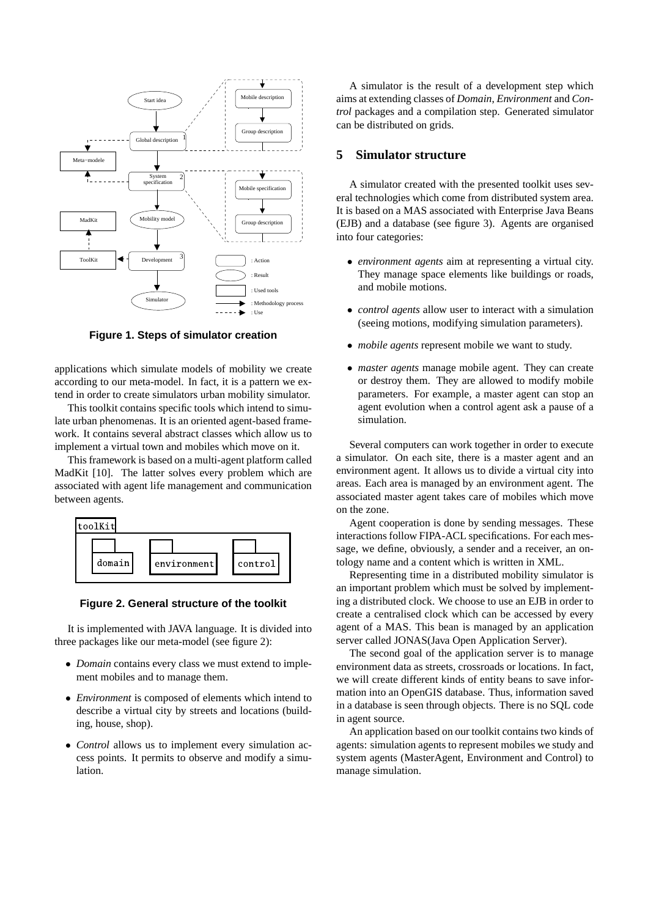Start idea

Global description

Meta−modele

System specification

Mobility model

MadKit

ToolKit

Development

Simulator

Mobile description

Group description

Mobile specification

Group description

1

2

3

: Action

: Result

: Used tools

: Methodology process

: Use

**Figure 1. Steps of simulator creation**

applications which simulate models of mobility we create according to our meta-model. In fact, it is a pattern we extend in order to create simulators urban mobility simulator.

This toolkit contains specific tools which intend to simulate urban phenomenas. It is an oriented agent-based framework. It contains several abstract classes which allow us to implement a virtual town and mobiles which move on it.

This framework is based on a multi-agent platform called MadKit [10]. The latter solves every problem which are associated with agent life management and communication between agents.

toolKit

domain

environment

control

**Figure 2. General structure of the toolkit**

It is implemented with JAVA language. It is divided into three packages like our meta-model (see figure 2):

- *Domain* contains every class we must extend to implement mobiles and to manage them.
- *Environment* is composed of elements which intend to describe a virtual city by streets and locations (building, house, shop).
- *Control* allows us to implement every simulation access points. It permits to observe and modify a simulation.

A simulator is the result of a development step which aims at extending classes of *Domain*, *Environment* and *Control* packages and a compilation step. Generated simulator can be distributed on grids.

## 5 Simulator structure

A simulator created with the presented toolkit uses several technologies which come from distributed system area. It is based on a MAS associated with Enterprise Java Beans (EJB) and a database (see figure 3). Agents are organised into four categories:

- *environment agents* aim at representing a virtual city. They manage space elements like buildings or roads, and mobile motions.
- *control agents* allow user to interact with a simulation (seeing motions, modifying simulation parameters).
- *mobile agents* represent mobile we want to study.
- *master agents* manage mobile agent. They can create or destroy them. They are allowed to modify mobile parameters. For example, a master agent can stop an agent evolution when a control agent ask a pause of a simulation.

Several computers can work together in order to execute a simulator. On each site, there is a master agent and an environment agent. It allows us to divide a virtual city into areas. Each area is managed by an environment agent. The associated master agent takes care of mobiles which move on the zone.

Agent cooperation is done by sending messages. These interactions follow FIPA-ACL specifications. For each message, we define, obviously, a sender and a receiver, an ontology name and a content which is written in XML.

Representing time in a distributed mobility simulator is an important problem which must be solved by implementing a distributed clock. We choose to use an EJB in order to create a centralised clock which can be accessed by every agent of a MAS. This bean is managed by an application server called JONAS(Java Open Application Server).

The second goal of the application server is to manage environment data as streets, crossroads or locations. In fact, we will create different kinds of entity beans to save information into an OpenGIS database. Thus, information saved in a database is seen through objects. There is no SQL code in agent source.

An application based on our toolkit contains two kinds of agents: simulation agents to represent mobiles we study and system agents (MasterAgent, Environment and Control) to manage simulation.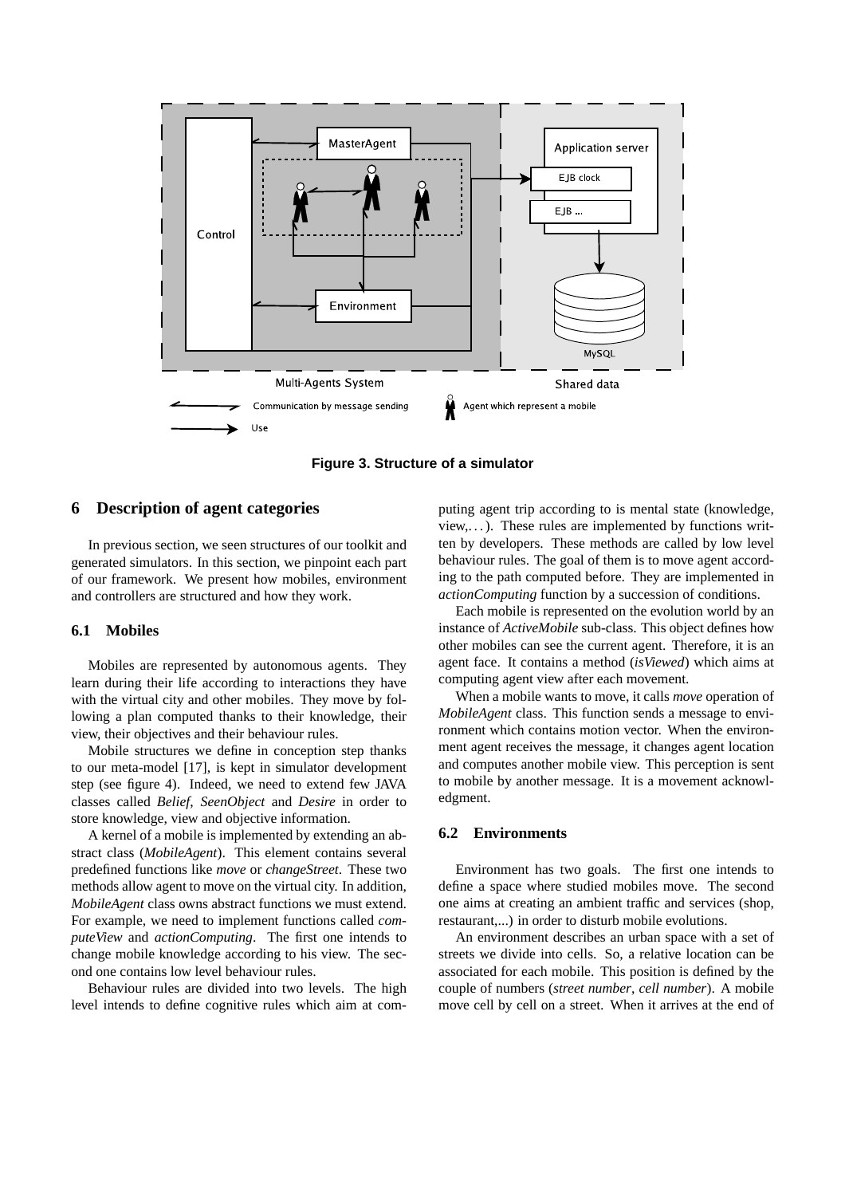Multi-Agents System

Shared data

MasterAgent

Application server

EJB clock

EJB ...

Control

Environment

MySQL

Communication by message sending

Agent which represent a mobile

Use

**Figure 3. Structure of a simulator**

## 6 Description of agent categories

In previous section, we seen structures of our toolkit and generated simulators. In this section, we pinpoint each part of our framework. We present how mobiles, environment and controllers are structured and how they work.

### 6.1 Mobiles

Mobiles are represented by autonomous agents. They learn during their life according to interactions they have with the virtual city and other mobiles. They move by following a plan computed thanks to their knowledge, their view, their objectives and their behaviour rules.

Mobile structures we define in conception step thanks to our meta-model [17], is kept in simulator development step (see figure 4). Indeed, we need to extend few JAVA classes called *Belief*, *SeenObject* and *Desire* in order to store knowledge, view and objective information.

A kernel of a mobile is implemented by extending an abstract class (*MobileAgent*). This element contains several predefined functions like *move* or *changeStreet*. These two methods allow agent to move on the virtual city. In addition, *MobileAgent* class owns abstract functions we must extend. For example, we need to implement functions called *computeView* and *actionComputing*. The first one intends to change mobile knowledge according to his view. The second one contains low level behaviour rules.

Behaviour rules are divided into two levels. The high level intends to define cognitive rules which aim at computing agent trip according to is mental state (knowledge, view,. . . ). These rules are implemented by functions written by developers. These methods are called by low level behaviour rules. The goal of them is to move agent according to the path computed before. They are implemented in *actionComputing* function by a succession of conditions.

Each mobile is represented on the evolution world by an instance of *ActiveMobile* sub-class. This object defines how other mobiles can see the current agent. Therefore, it is an agent face. It contains a method (*isViewed*) which aims at computing agent view after each movement.

When a mobile wants to move, it calls *move* operation of *MobileAgent* class. This function sends a message to environment which contains motion vector. When the environment agent receives the message, it changes agent location and computes another mobile view. This perception is sent to mobile by another message. It is a movement acknowledgment.

### 6.2 Environments

Environment has two goals. The first one intends to define a space where studied mobiles move. The second one aims at creating an ambient traffic and services (shop, restaurant,...) in order to disturb mobile evolutions.

An environment describes an urban space with a set of streets we divide into cells. So, a relative location can be associated for each mobile. This position is defined by the couple of numbers (*street number*, *cell number*). A mobile move cell by cell on a street. When it arrives at the end of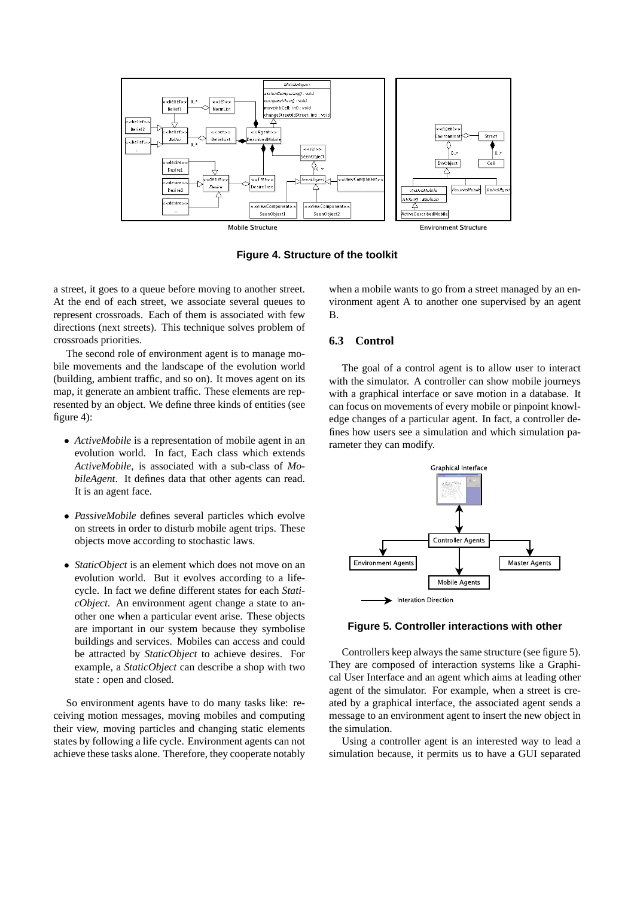Mobile Structure

Environment Structure

**Figure 4. Structure of the toolkit**

a street, it goes to a queue before moving to another street. At the end of each street, we associate several queues to represent crossroads. Each of them is associated with few directions (next streets). This technique solves problem of crossroads priorities.

The second role of environment agent is to manage mobile movements and the landscape of the evolution world (building, ambient traffic, and so on). It moves agent on its map, it generate an ambient traffic. These elements are represented by an object. We define three kinds of entities (see figure 4):

- *ActiveMobile* is a representation of mobile agent in an evolution world. In fact, Each class which extends *ActiveMobile*, is associated with a sub-class of *MobileAgent*. It defines data that other agents can read. It is an agent face.
- *PassiveMobile* defines several particles which evolve on streets in order to disturb mobile agent trips. These objects move according to stochastic laws.
- *StaticObject* is an element which does not move on an evolution world. But it evolves according to a life-cycle. In fact we define different states for each *StaticObject*. An environment agent change a state to another one when a particular event arise. These objects are important in our system because they symbolise buildings and services. Mobiles can access and could be attracted by *StaticObject* to achieve desires. For example, a *StaticObject* can describe a shop with two state : open and closed.

So environment agents have to do many tasks like: receiving motion messages, moving mobiles and computing their view, moving particles and changing static elements states by following a life cycle. Environment agents can not achieve these tasks alone. Therefore, they cooperate notably when a mobile wants to go from a street managed by an environment agent A to another one supervised by an agent B.

### 6.3 Control

The goal of a control agent is to allow user to interact with the simulator. A controller can show mobile journeys with a graphical interface or save motion in a database. It can focus on movements of every mobile or pinpoint knowledge changes of a particular agent. In fact, a controller defines how users see a simulation and which simulation parameter they can modify.

Graphical Interface

Controller Agents

Environment Agents

Master Agents

Mobile Agents

Interation Direction

**Figure 5. Controller interactions with other**

Controllers keep always the same structure (see figure 5). They are composed of interaction systems like a Graphical User Interface and an agent which aims at leading other agent of the simulator. For example, when a street is created by a graphical interface, the associated agent sends a message to an environment agent to insert the new object in the simulation.

Using a controller agent is an interested way to lead a simulation because, it permits us to have a GUI separated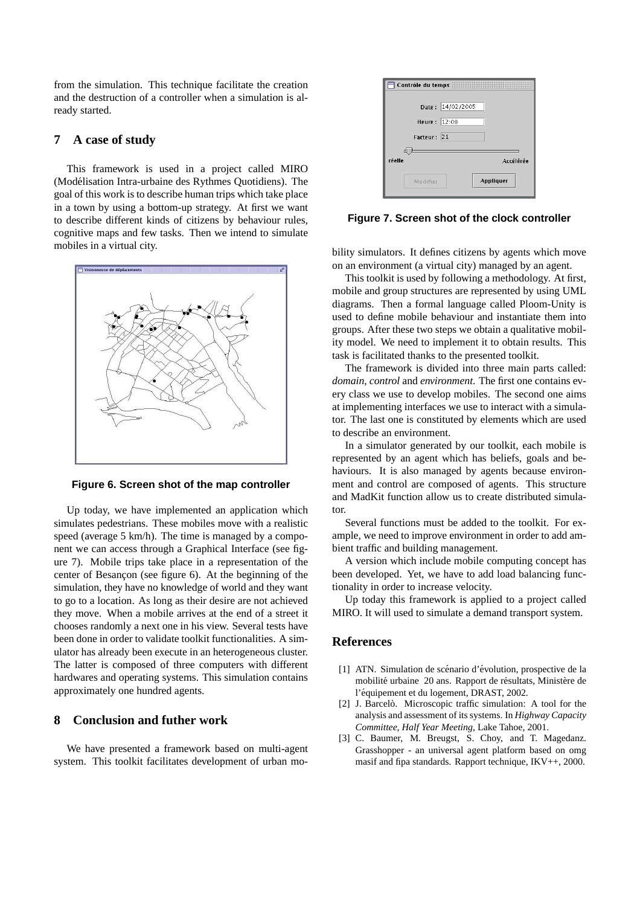from the simulation. This technique facilitate the creation and the destruction of a controller when a simulation is already started.

## 7 A case of study

This framework is used in a project called MIRO (Modélisation Intra-urbaine des Rythmes Quotidiens). The goal of this work is to describe human trips which take place in a town by using a bottom-up strategy. At first we want to describe different kinds of citizens by behaviour rules, cognitive maps and few tasks. Then we intend to simulate mobiles in a virtual city.

**Figure 6. Screen shot of the map controller**

Up today, we have implemented an application which simulates pedestrians. These mobiles move with a realistic speed (average 5 km/h). The time is managed by a component we can access through a Graphical Interface (see figure 7). Mobile trips take place in a representation of the center of Besançon (see figure 6). At the beginning of the simulation, they have no knowledge of world and they want to go to a location. As long as their desire are not achieved they move. When a mobile arrives at the end of a street it chooses randomly a next one in his view. Several tests have been done in order to validate toolkit functionalities. A simulator has already been execute in an heterogeneous cluster. The latter is composed of three computers with different hardwares and operating systems. This simulation contains approximately one hundred agents.

## 8 Conclusion and futher work

We have presented a framework based on multi-agent system. This toolkit facilitates development of urban mobility simulators. It defines citizens by agents which move on an environment (a virtual city) managed by an agent.

**Figure 7. Screen shot of the clock controller**

This toolkit is used by following a methodology. At first, mobile and group structures are represented by using UML diagrams. Then a formal language called Ploom-Unity is used to define mobile behaviour and instantiate them into groups. After these two steps we obtain a qualitative mobility model. We need to implement it to obtain results. This task is facilitated thanks to the presented toolkit.

The framework is divided into three main parts called: *domain*, *control* and *environment*. The first one contains every class we use to develop mobiles. The second one aims at implementing interfaces we use to interact with a simulator. The last one is constituted by elements which are used to describe an environment.

In a simulator generated by our toolkit, each mobile is represented by an agent which has beliefs, goals and behaviours. It is also managed by agents because environment and control are composed of agents. This structure and MadKit function allow us to create distributed simulator.

Several functions must be added to the toolkit. For example, we need to improve environment in order to add ambient traffic and building management.

A version which include mobile computing concept has been developed. Yet, we have to add load balancing functionality in order to increase velocity.

Up today this framework is applied to a project called MIRO. It will used to simulate a demand transport system.

## References

[1] ATN. Simulation de scénario d'évolution, prospective de la mobilité urbaine 20 ans. Rapport de résultats, Ministère de l'équipement et du logement, DRAST, 2002.

[2] J. Barcelò. Microscopic traffic simulation: A tool for the analysis and assessment of its systems. In *Highway Capacity Committee, Half Year Meeting*, Lake Tahoe, 2001.

[3] C. Baumer, M. Breugst, S. Choy, and T. Magedanz. Grasshopper - an universal agent platform based on omg masif and fipa standards. Rapport technique, IKV++, 2000.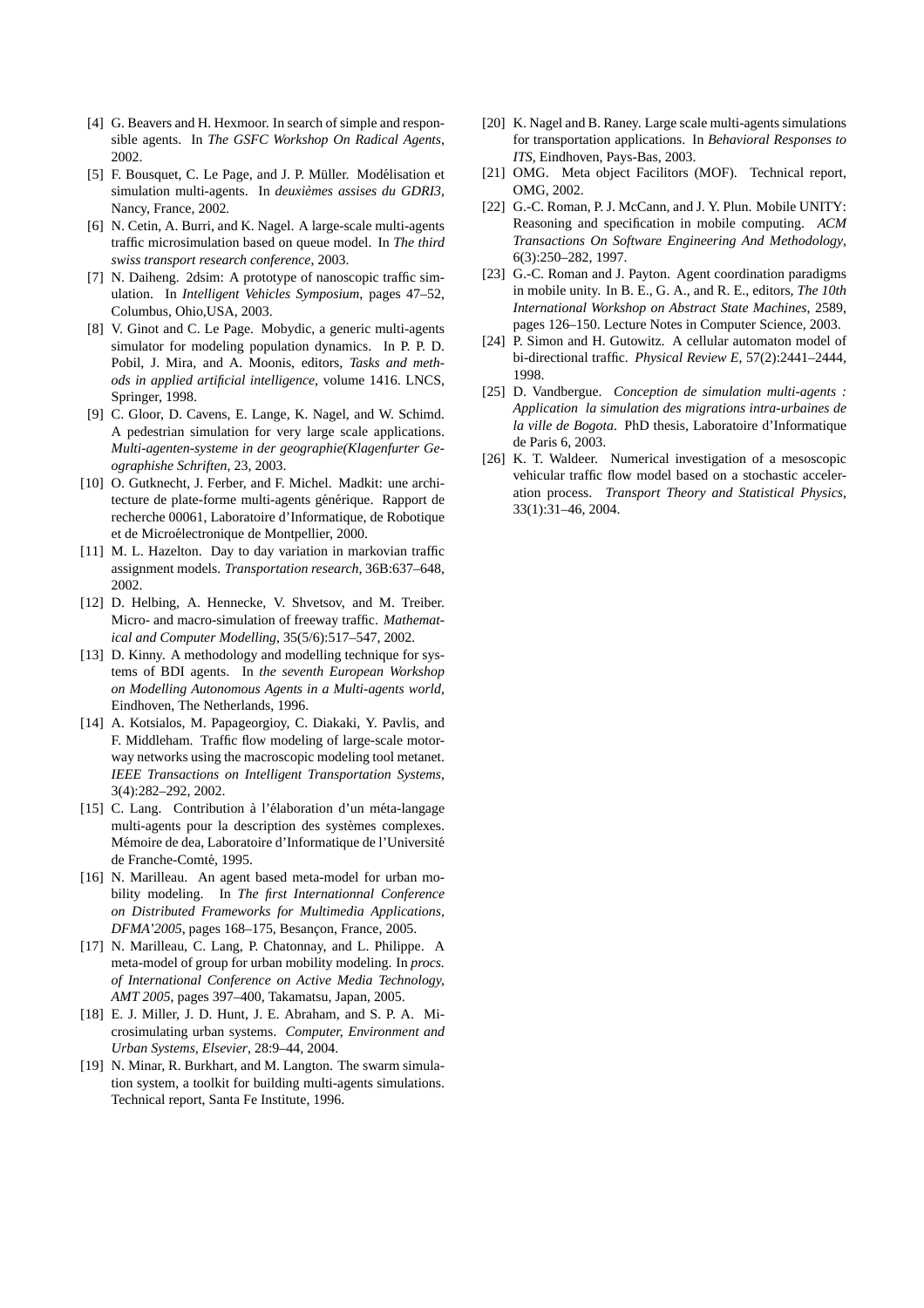[4] G. Beavers and H. Hexmoor. In search of simple and responsible agents. In *The GSFC Workshop On Radical Agents*, 2002.

[5] F. Bousquet, C. Le Page, and J. P. Müller. Modélisation et simulation multi-agents. In *deuxièmes assises du GDRI3*, Nancy, France, 2002.

[6] N. Cetin, A. Burri, and K. Nagel. A large-scale multi-agents traffic microsimulation based on queue model. In *The third swiss transport research conference*, 2003.

[7] N. Daiheng. 2dsim: A prototype of nanoscopic traffic simulation. In *Intelligent Vehicles Symposium*, pages 47–52, Columbus, Ohio,USA, 2003.

[8] V. Ginot and C. Le Page. Mobydic, a generic multi-agents simulator for modeling population dynamics. In P. P. D. Pobil, J. Mira, and A. Moonis, editors, *Tasks and methods in applied artificial intelligence*, volume 1416. LNCS, Springer, 1998.

[9] C. Gloor, D. Cavens, E. Lange, K. Nagel, and W. Schimd. A pedestrian simulation for very large scale applications. *Multi-agenten-systeme in der geographie(Klagenfurter Geographishe Schriften*, 23, 2003.

[10] O. Gutknecht, J. Ferber, and F. Michel. Madkit: une architecture de plate-forme multi-agents générique. Rapport de recherche 00061, Laboratoire d'Informatique, de Robotique et de Microélectronique de Montpellier, 2000.

[11] M. L. Hazelton. Day to day variation in markovian traffic assignment models. *Transportation research*, 36B:637–648, 2002.

[12] D. Helbing, A. Hennecke, V. Shvetsov, and M. Treiber. Micro- and macro-simulation of freeway traffic. *Mathematical and Computer Modelling*, 35(5/6):517–547, 2002.

[13] D. Kinny. A methodology and modelling technique for systems of BDI agents. In *the seventh European Workshop on Modelling Autonomous Agents in a Multi-agents world*, Eindhoven, The Netherlands, 1996.

[14] A. Kotsialos, M. Papageorgioy, C. Diakaki, Y. Pavlis, and F. Middleham. Traffic flow modeling of large-scale motorway networks using the macroscopic modeling tool metanet. *IEEE Transactions on Intelligent Transportation Systems*, 3(4):282–292, 2002.

[15] C. Lang. Contribution à l'élaboration d'un méta-langage multi-agents pour la description des systèmes complexes. Mémoire de dea, Laboratoire d'Informatique de l'Université de Franche-Comté, 1995.

[16] N. Marilleau. An agent based meta-model for urban mobility modeling. In *The first Internationnal Conference on Distributed Frameworks for Multimedia Applications, DFMA'2005*, pages 168–175, Besançon, France, 2005.

[17] N. Marilleau, C. Lang, P. Chatonnay, and L. Philippe. A meta-model of group for urban mobility modeling. In *procs. of International Conference on Active Media Technology, AMT 2005*, pages 397–400, Takamatsu, Japan, 2005.

[18] E. J. Miller, J. D. Hunt, J. E. Abraham, and S. P. A. Microsimulating urban systems. *Computer, Environment and Urban Systems, Elsevier*, 28:9–44, 2004.

[19] N. Minar, R. Burkhart, and M. Langton. The swarm simulation system, a toolkit for building multi-agents simulations. Technical report, Santa Fe Institute, 1996.

[20] K. Nagel and B. Raney. Large scale multi-agents simulations for transportation applications. In *Behavioral Responses to ITS*, Eindhoven, Pays-Bas, 2003.

[21] OMG. Meta object Facilitors (MOF). Technical report, OMG, 2002.

[22] G.-C. Roman, P. J. McCann, and J. Y. Plun. Mobile UNITY: Reasoning and specification in mobile computing. *ACM Transactions On Software Engineering And Methodology*, 6(3):250–282, 1997.

[23] G.-C. Roman and J. Payton. Agent coordination paradigms in mobile unity. In B. E., G. A., and R. E., editors, *The 10th International Workshop on Abstract State Machines*, 2589, pages 126–150. Lecture Notes in Computer Science, 2003.

[24] P. Simon and H. Gutowitz. A cellular automaton model of bi-directional traffic. *Physical Review E*, 57(2):2441–2444, 1998.

[25] D. Vandbergue. *Conception de simulation multi-agents : Application la simulation des migrations intra-urbaines de la ville de Bogota*. PhD thesis, Laboratoire d'Informatique de Paris 6, 2003.

[26] K. T. Waldeer. Numerical investigation of a mesoscopic vehicular traffic flow model based on a stochastic acceleration process. *Transport Theory and Statistical Physics*, 33(1):31–46, 2004.